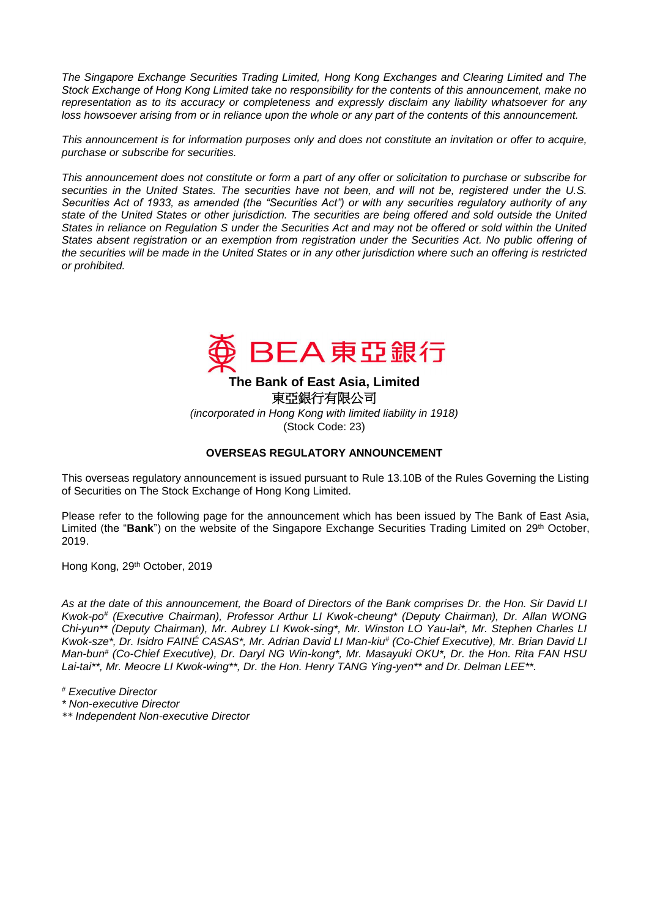*The Singapore Exchange Securities Trading Limited, Hong Kong Exchanges and Clearing Limited and The Stock Exchange of Hong Kong Limited take no responsibility for the contents of this announcement, make no representation as to its accuracy or completeness and expressly disclaim any liability whatsoever for any loss howsoever arising from or in reliance upon the whole or any part of the contents of this announcement.*

*This announcement is for information purposes only and does not constitute an invitation or offer to acquire, purchase or subscribe for securities.*

*This announcement does not constitute or form a part of any offer or solicitation to purchase or subscribe for securities in the United States. The securities have not been, and will not be, registered under the U.S. Securities Act of 1933, as amended (the "Securities Act") or with any securities regulatory authority of any state of the United States or other jurisdiction. The securities are being offered and sold outside the United States in reliance on Regulation S under the Securities Act and may not be offered or sold within the United States absent registration or an exemption from registration under the Securities Act. No public offering of the securities will be made in the United States or in any other jurisdiction where such an offering is restricted or prohibited.*

BEA 東亞銀行

**The Bank of East Asia, Limited**

東亞銀行有限公司

*(incorporated in Hong Kong with limited liability in 1918)*

(Stock Code: 23)

**OVERSEAS REGULATORY ANNOUNCEMENT**

This overseas regulatory announcement is issued pursuant to Rule 13.10B of the Rules Governing the Listing of Securities on The Stock Exchange of Hong Kong Limited.

Please refer to the following page for the announcement which has been issued by The Bank of East Asia, Limited (the "**Bank**") on the website of the Singapore Exchange Securities Trading Limited on 29th October, 2019.

Hong Kong, 29th October, 2019

*As at the date of this announcement, the Board of Directors of the Bank comprises Dr. the Hon. Sir David LI Kwok-po# (Executive Chairman), Professor Arthur LI Kwok-cheung* (Deputy Chairman), Dr. Allan WONG Chi-yun** (Deputy Chairman), Mr. Aubrey LI Kwok-sing*, Mr. Winston LO Yau-lai*, Mr. Stephen Charles LI Kwok-sze*, Dr. Isidro FAINÉ CASAS*, Mr. Adrian David LI Man-kiu# (Co-Chief Executive), Mr. Brian David LI Man-bun# (Co-Chief Executive), Dr. Daryl NG Win-kong*, Mr. Masayuki OKU*, Dr. the Hon. Rita FAN HSU Lai-tai**, Mr. Meocre LI Kwok-wing**, Dr. the Hon. Henry TANG Ying-yen** and Dr. Delman LEE**.*

*# Executive Director*

*\* Non-executive Director*

*\*\* Independent Non-executive Director*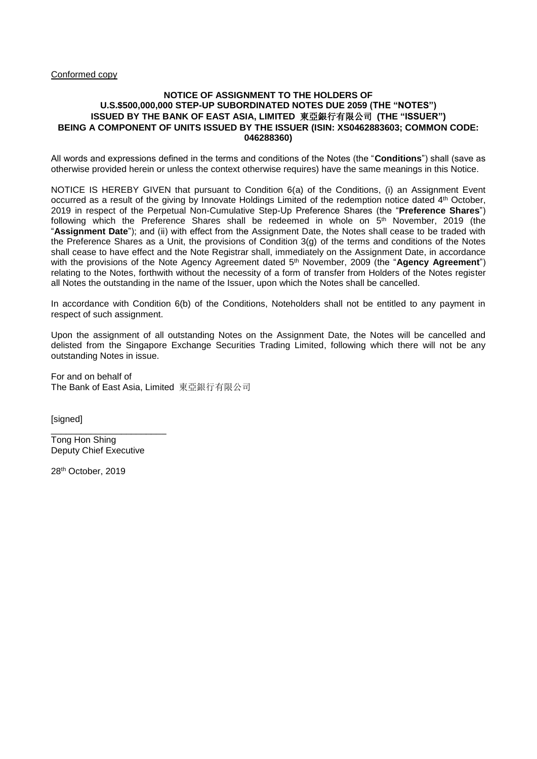Conformed copy

**NOTICE OF ASSIGNMENT TO THE HOLDERS OF U.S.$500,000,000 STEP-UP SUBORDINATED NOTES DUE 2059 (THE "NOTES") ISSUED BY THE BANK OF EAST ASIA, LIMITED 東亞銀行有限公司 (THE "ISSUER") BEING A COMPONENT OF UNITS ISSUED BY THE ISSUER (ISIN: XS0462883603; COMMON CODE: 046288360)**

All words and expressions defined in the terms and conditions of the Notes (the "**Conditions**") shall (save as otherwise provided herein or unless the context otherwise requires) have the same meanings in this Notice.

NOTICE IS HEREBY GIVEN that pursuant to Condition 6(a) of the Conditions, (i) an Assignment Event occurred as a result of the giving by Innovate Holdings Limited of the redemption notice dated 4th October, 2019 in respect of the Perpetual Non-Cumulative Step-Up Preference Shares (the "**Preference Shares**") following which the Preference Shares shall be redeemed in whole on 5th November, 2019 (the "**Assignment Date**"); and (ii) with effect from the Assignment Date, the Notes shall cease to be traded with the Preference Shares as a Unit, the provisions of Condition 3(g) of the terms and conditions of the Notes shall cease to have effect and the Note Registrar shall, immediately on the Assignment Date, in accordance with the provisions of the Note Agency Agreement dated 5th November, 2009 (the "**Agency Agreement**") relating to the Notes, forthwith without the necessity of a form of transfer from Holders of the Notes register all Notes the outstanding in the name of the Issuer, upon which the Notes shall be cancelled.

In accordance with Condition 6(b) of the Conditions, Noteholders shall not be entitled to any payment in respect of such assignment.

Upon the assignment of all outstanding Notes on the Assignment Date, the Notes will be cancelled and delisted from the Singapore Exchange Securities Trading Limited, following which there will not be any outstanding Notes in issue.

For and on behalf of
The Bank of East Asia, Limited 東亞銀行有限公司

[signed]

_______________________
Tong Hon Shing
Deputy Chief Executive

28th October, 2019